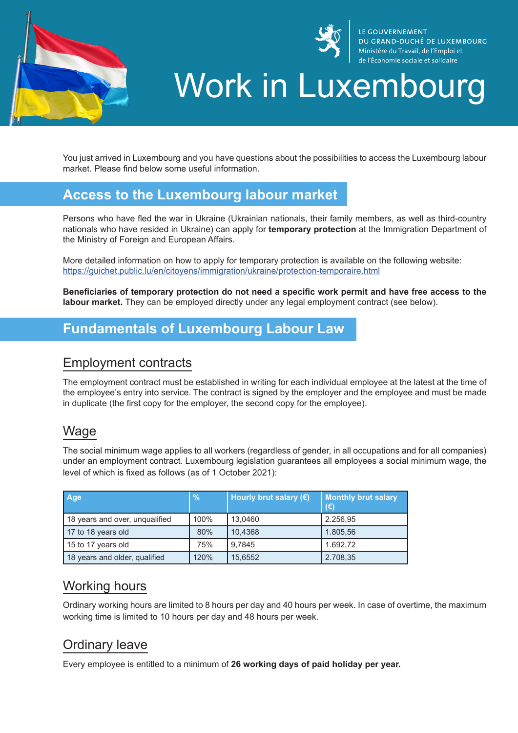LE GOUVERNEMENT
DU GRAND-DUCHÉ DE LUXEMBOURG
Ministère du Travail, de l'Emploi et
de l'Économie sociale et solidaire

# Work in Luxembourg

You just arrived in Luxembourg and you have questions about the possibilities to access the Luxembourg labour market. Please find below some useful information.

## Access to the Luxembourg labour market

Persons who have fled the war in Ukraine (Ukrainian nationals, their family members, as well as third-country nationals who have resided in Ukraine) can apply for **temporary protection** at the Immigration Department of the Ministry of Foreign and European Affairs.

More detailed information on how to apply for temporary protection is available on the following website:
https://guichet.public.lu/en/citoyens/immigration/ukraine/protection-temporaire.html

**Beneficiaries of temporary protection do not need a specific work permit and have free access to the labour market.** They can be employed directly under any legal employment contract (see below).

## Fundamentals of Luxembourg Labour Law

### Employment contracts

The employment contract must be established in writing for each individual employee at the latest at the time of the employee's entry into service. The contract is signed by the employer and the employee and must be made in duplicate (the first copy for the employer, the second copy for the employee).

### Wage

The social minimum wage applies to all workers (regardless of gender, in all occupations and for all companies) under an employment contract. Luxembourg legislation guarantees all employees a social minimum wage, the level of which is fixed as follows (as of 1 October 2021):

| Age | % | Hourly brut salary (€) | Monthly brut salary (€) |
|---|---|---|---|
| 18 years and over, unqualified | 100% | 13,0460 | 2.256,95 |
| 17 to 18 years old | 80% | 10,4368 | 1.805,56 |
| 15 to 17 years old | 75% | 9,7845 | 1.692,72 |
| 18 years and older, qualified | 120% | 15,6552 | 2.708,35 |

### Working hours

Ordinary working hours are limited to 8 hours per day and 40 hours per week. In case of overtime, the maximum working time is limited to 10 hours per day and 48 hours per week.

### Ordinary leave

Every employee is entitled to a minimum of **26 working days of paid holiday per year.**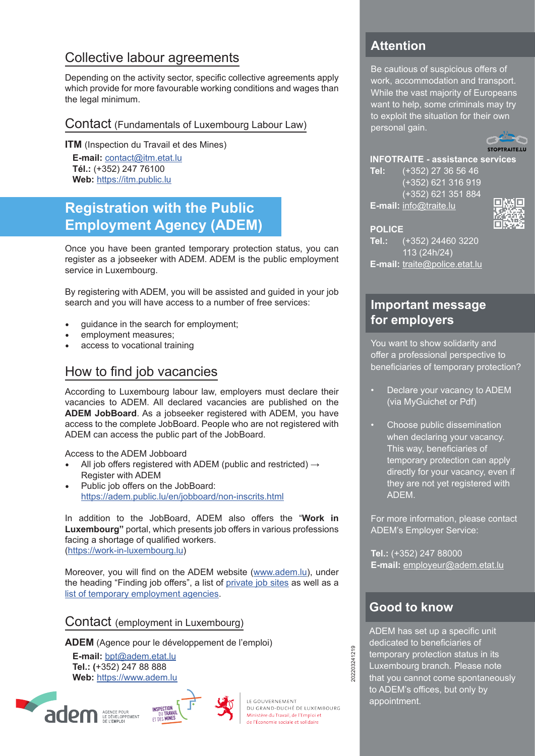## Collective labour agreements

Depending on the activity sector, specific collective agreements apply which provide for more favourable working conditions and wages than the legal minimum.

## Contact (Fundamentals of Luxembourg Labour Law)

**ITM** (Inspection du Travail et des Mines)

**E-mail:** contact@itm.etat.lu
**Tél.:** (+352) 247 76100
**Web:** https://itm.public.lu

# Registration with the Public Employment Agency (ADEM)

Once you have been granted temporary protection status, you can register as a jobseeker with ADEM. ADEM is the public employment service in Luxembourg.

By registering with ADEM, you will be assisted and guided in your job search and you will have access to a number of free services:

- guidance in the search for employment;
- employment measures;
- access to vocational training

## How to find job vacancies

According to Luxembourg labour law, employers must declare their vacancies to ADEM. All declared vacancies are published on the **ADEM JobBoard**. As a jobseeker registered with ADEM, you have access to the complete JobBoard. People who are not registered with ADEM can access the public part of the JobBoard.

Access to the ADEM Jobboard

- All job offers registered with ADEM (public and restricted) → Register with ADEM
- Public job offers on the JobBoard: https://adem.public.lu/en/jobboard/non-inscrits.html

In addition to the JobBoard, ADEM also offers the "**Work in Luxembourg"** portal, which presents job offers in various professions facing a shortage of qualified workers.
(https://work-in-luxembourg.lu)

Moreover, you will find on the ADEM website (www.adem.lu), under the heading "Finding job offers", a list of private job sites as well as a list of temporary employment agencies.

## Contact (employment in Luxembourg)

**ADEM** (Agence pour le développement de l'emploi)

**E-mail:** bpt@adem.etat.lu
**Tel.: (**+352) 247 88 888
**Web:** https://www.adem.lu

adem AGENCE POUR LE DÉVELOPPEMENT DE L'EMPLOI — INSPECTION DU TRAVAIL ET DES MINES — LE GOUVERNEMENT DU GRAND-DUCHÉ DE LUXEMBOURG Ministère du Travail, de l'Emploi et de l'Économie sociale et solidaire

20220324 1219

## Attention

Be cautious of suspicious offers of work, accommodation and transport. While the vast majority of Europeans want to help, some criminals may try to exploit the situation for their own personal gain.

STOPTRAITE.LU

**INFOTRAITE - assistance services**
**Tel:** (+352) 27 36 56 46
(+352) 621 316 919
(+352) 621 351 884
**E-mail:** info@traite.lu

**POLICE**
**Tel.:** (+352) 24460 3220
113 (24h/24)
**E-mail:** traite@police.etat.lu

## Important message for employers

You want to show solidarity and offer a professional perspective to beneficiaries of temporary protection?

- Declare your vacancy to ADEM (via MyGuichet or Pdf)
- Choose public dissemination when declaring your vacancy. This way, beneficiaries of temporary protection can apply directly for your vacancy, even if they are not yet registered with ADEM.

For more information, please contact ADEM's Employer Service:

**Tel.:** (+352) 247 88000
**E-mail:** employeur@adem.etat.lu

## Good to know

ADEM has set up a specific unit dedicated to beneficiaries of temporary protection status in its Luxembourg branch. Please note that you cannot come spontaneously to ADEM's offices, but only by appointment.